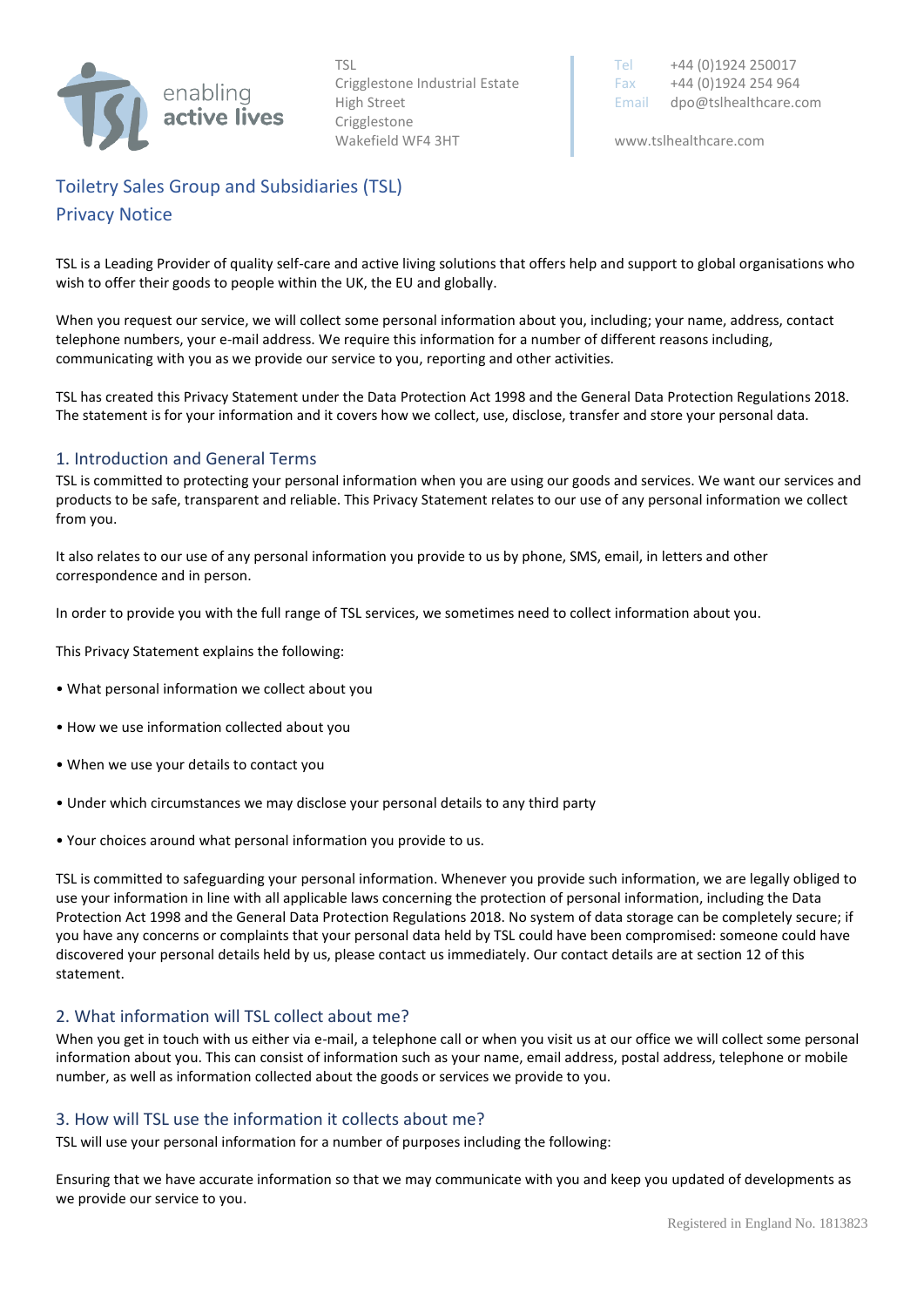enabling active lives

TSL
Crigglestone Industrial Estate
High Street
Crigglestone
Wakefield WF4 3HT

Tel +44 (0)1924 250017
Fax +44 (0)1924 254 964
Email dpo@tslhealthcare.com

www.tslhealthcare.com

# Toiletry Sales Group and Subsidiaries (TSL)
# Privacy Notice

TSL is a Leading Provider of quality self-care and active living solutions that offers help and support to global organisations who wish to offer their goods to people within the UK, the EU and globally.

When you request our service, we will collect some personal information about you, including; your name, address, contact telephone numbers, your e-mail address. We require this information for a number of different reasons including, communicating with you as we provide our service to you, reporting and other activities.

TSL has created this Privacy Statement under the Data Protection Act 1998 and the General Data Protection Regulations 2018. The statement is for your information and it covers how we collect, use, disclose, transfer and store your personal data.

## 1. Introduction and General Terms

TSL is committed to protecting your personal information when you are using our goods and services. We want our services and products to be safe, transparent and reliable. This Privacy Statement relates to our use of any personal information we collect from you.

It also relates to our use of any personal information you provide to us by phone, SMS, email, in letters and other correspondence and in person.

In order to provide you with the full range of TSL services, we sometimes need to collect information about you.

This Privacy Statement explains the following:

- What personal information we collect about you
- How we use information collected about you
- When we use your details to contact you
- Under which circumstances we may disclose your personal details to any third party
- Your choices around what personal information you provide to us.

TSL is committed to safeguarding your personal information. Whenever you provide such information, we are legally obliged to use your information in line with all applicable laws concerning the protection of personal information, including the Data Protection Act 1998 and the General Data Protection Regulations 2018. No system of data storage can be completely secure; if you have any concerns or complaints that your personal data held by TSL could have been compromised: someone could have discovered your personal details held by us, please contact us immediately. Our contact details are at section 12 of this statement.

## 2. What information will TSL collect about me?

When you get in touch with us either via e-mail, a telephone call or when you visit us at our office we will collect some personal information about you. This can consist of information such as your name, email address, postal address, telephone or mobile number, as well as information collected about the goods or services we provide to you.

## 3. How will TSL use the information it collects about me?

TSL will use your personal information for a number of purposes including the following:

Ensuring that we have accurate information so that we may communicate with you and keep you updated of developments as we provide our service to you.

Registered in England No. 1813823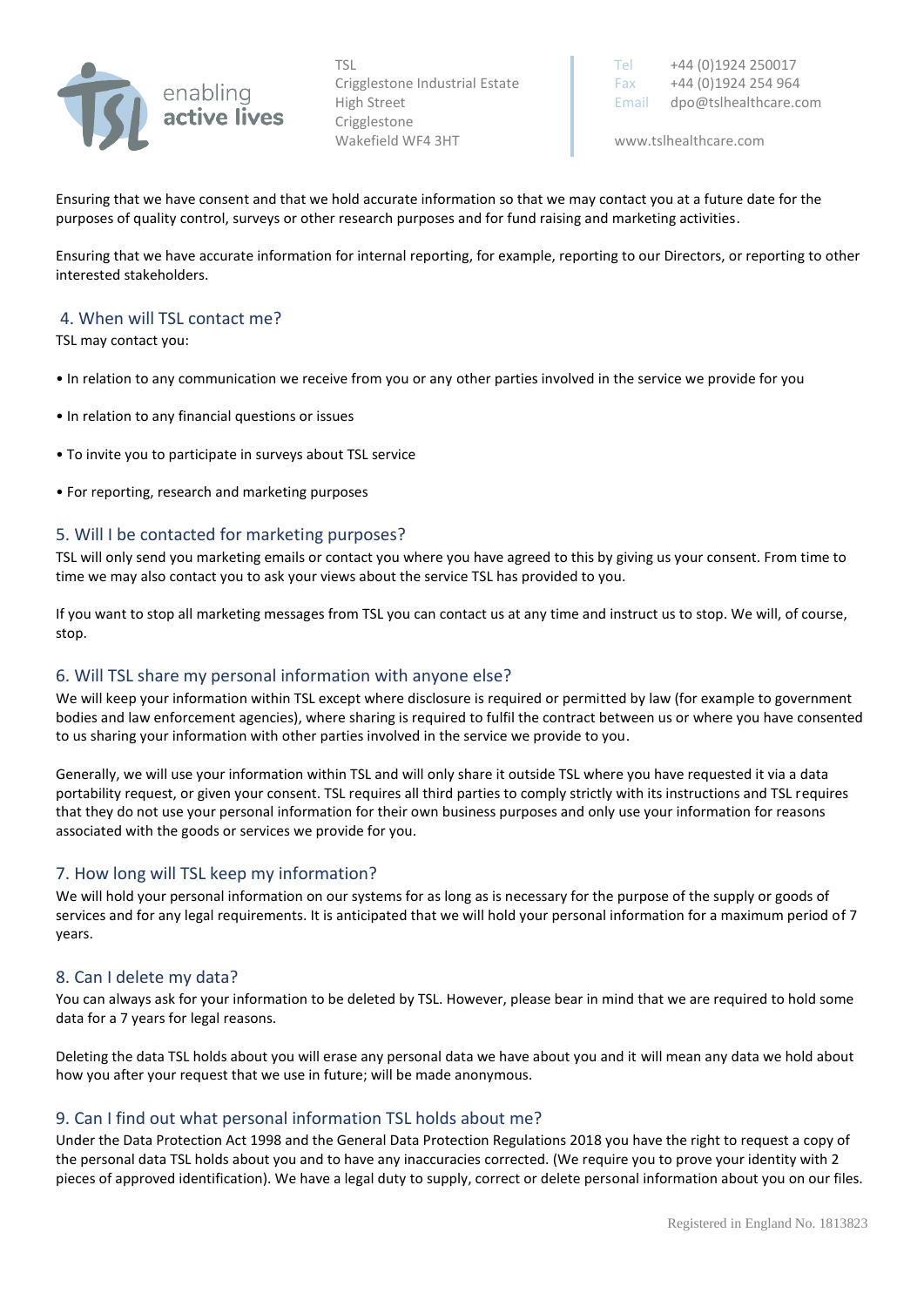Ensuring that we have consent and that we hold accurate information so that we may contact you at a future date for the purposes of quality control, surveys or other research purposes and for fund raising and marketing activities.

Ensuring that we have accurate information for internal reporting, for example, reporting to our Directors, or reporting to other interested stakeholders.

## 4. When will TSL contact me?

TSL may contact you:

- In relation to any communication we receive from you or any other parties involved in the service we provide for you
- In relation to any financial questions or issues
- To invite you to participate in surveys about TSL service
- For reporting, research and marketing purposes

## 5. Will I be contacted for marketing purposes?

TSL will only send you marketing emails or contact you where you have agreed to this by giving us your consent. From time to time we may also contact you to ask your views about the service TSL has provided to you.

If you want to stop all marketing messages from TSL you can contact us at any time and instruct us to stop. We will, of course, stop.

## 6. Will TSL share my personal information with anyone else?

We will keep your information within TSL except where disclosure is required or permitted by law (for example to government bodies and law enforcement agencies), where sharing is required to fulfil the contract between us or where you have consented to us sharing your information with other parties involved in the service we provide to you.

Generally, we will use your information within TSL and will only share it outside TSL where you have requested it via a data portability request, or given your consent. TSL requires all third parties to comply strictly with its instructions and TSL requires that they do not use your personal information for their own business purposes and only use your information for reasons associated with the goods or services we provide for you.

## 7. How long will TSL keep my information?

We will hold your personal information on our systems for as long as is necessary for the purpose of the supply or goods of services and for any legal requirements. It is anticipated that we will hold your personal information for a maximum period of 7 years.

## 8. Can I delete my data?

You can always ask for your information to be deleted by TSL. However, please bear in mind that we are required to hold some data for a 7 years for legal reasons.

Deleting the data TSL holds about you will erase any personal data we have about you and it will mean any data we hold about how you after your request that we use in future; will be made anonymous.

## 9. Can I find out what personal information TSL holds about me?

Under the Data Protection Act 1998 and the General Data Protection Regulations 2018 you have the right to request a copy of the personal data TSL holds about you and to have any inaccuracies corrected. (We require you to prove your identity with 2 pieces of approved identification). We have a legal duty to supply, correct or delete personal information about you on our files.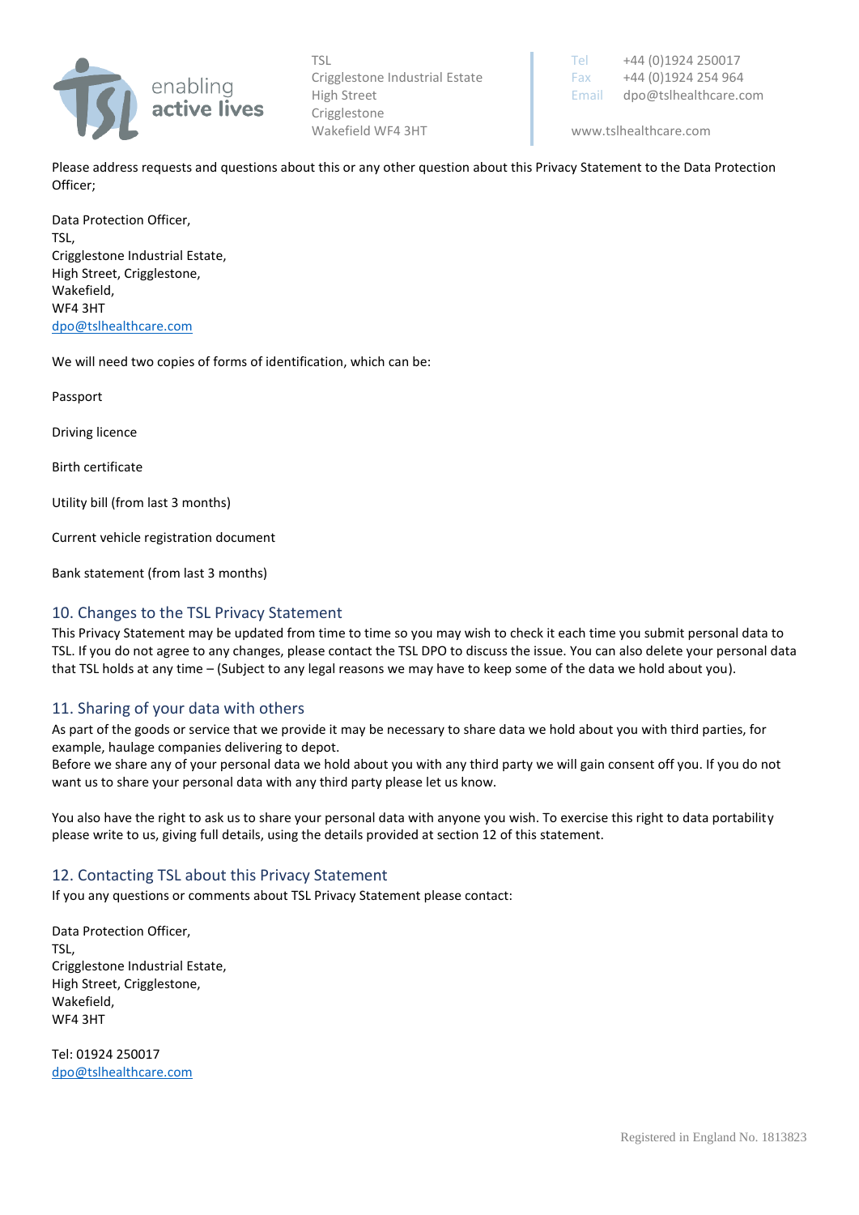Please address requests and questions about this or any other question about this Privacy Statement to the Data Protection Officer;

Data Protection Officer,
TSL,
Crigglestone Industrial Estate,
High Street, Crigglestone,
Wakefield,
WF4 3HT
dpo@tslhealthcare.com

We will need two copies of forms of identification, which can be:

Passport

Driving licence

Birth certificate

Utility bill (from last 3 months)

Current vehicle registration document

Bank statement (from last 3 months)

## 10. Changes to the TSL Privacy Statement

This Privacy Statement may be updated from time to time so you may wish to check it each time you submit personal data to TSL. If you do not agree to any changes, please contact the TSL DPO to discuss the issue. You can also delete your personal data that TSL holds at any time – (Subject to any legal reasons we may have to keep some of the data we hold about you).

## 11. Sharing of your data with others

As part of the goods or service that we provide it may be necessary to share data we hold about you with third parties, for example, haulage companies delivering to depot.
Before we share any of your personal data we hold about you with any third party we will gain consent off you. If you do not want us to share your personal data with any third party please let us know.

You also have the right to ask us to share your personal data with anyone you wish. To exercise this right to data portability please write to us, giving full details, using the details provided at section 12 of this statement.

## 12. Contacting TSL about this Privacy Statement

If you any questions or comments about TSL Privacy Statement please contact:

Data Protection Officer,
TSL,
Crigglestone Industrial Estate,
High Street, Crigglestone,
Wakefield,
WF4 3HT

Tel: 01924 250017
dpo@tslhealthcare.com